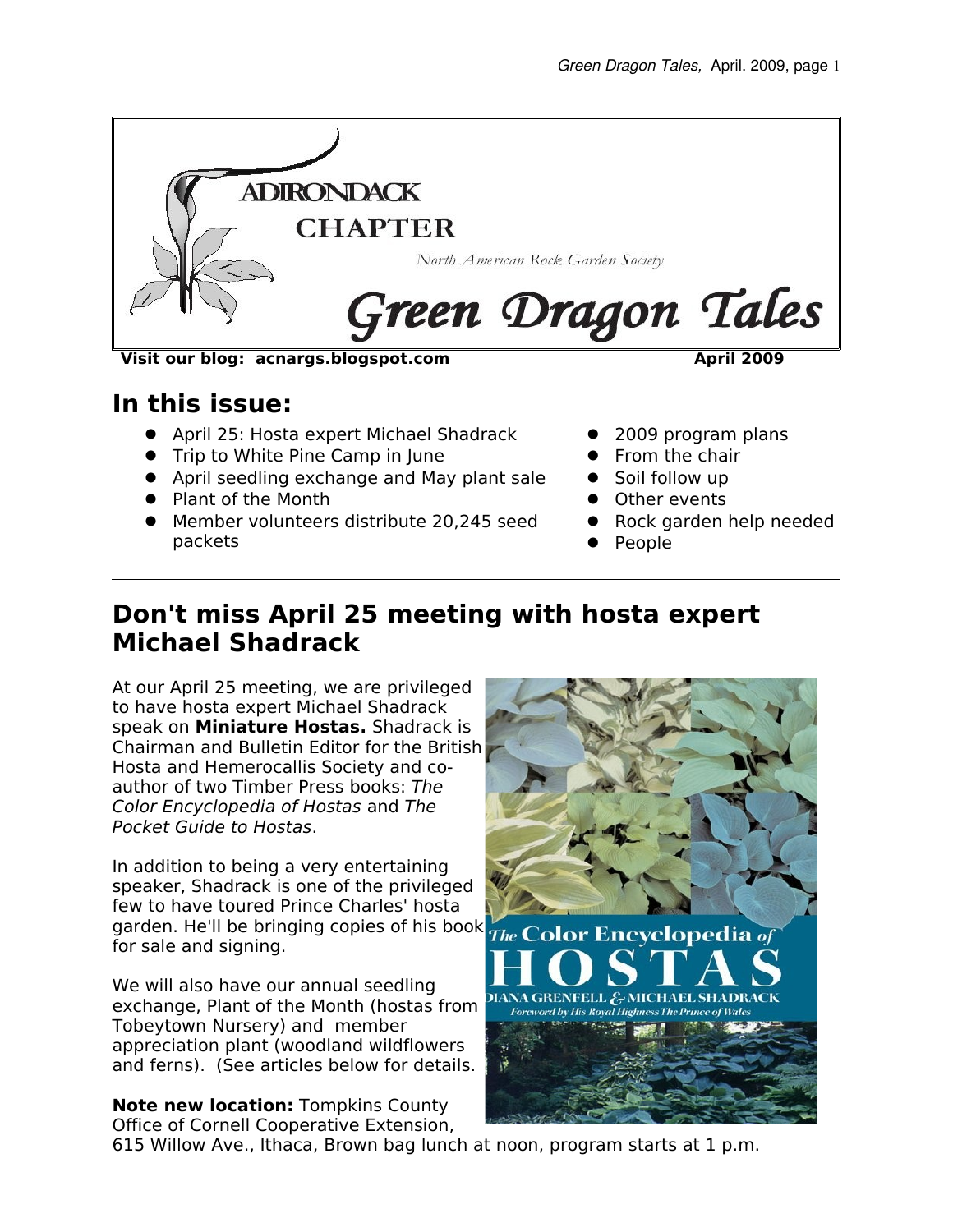# ADIRONDACK CHAPTER

North American Rock Garden Society

# Green Dragon Tales

**Visit our blog: acnargs.blogspot.com** **April 2009**

## In this issue:

- April 25: Hosta expert Michael Shadrack
- Trip to White Pine Camp in June
- April seedling exchange and May plant sale
- Plant of the Month
- Member volunteers distribute 20,245 seed packets
- 2009 program plans
- From the chair
- Soil follow up
- Other events
- Rock garden help needed
- People

---

## Don't miss April 25 meeting with hosta expert Michael Shadrack

At our April 25 meeting, we are privileged to have hosta expert Michael Shadrack speak on **Miniature Hostas.** Shadrack is Chairman and Bulletin Editor for the British Hosta and Hemerocallis Society and co-author of two Timber Press books: *The Color Encyclopedia of Hostas* and *The Pocket Guide to Hostas*.

In addition to being a very entertaining speaker, Shadrack is one of the privileged few to have toured Prince Charles' hosta garden. He'll be bringing copies of his book for sale and signing.

We will also have our annual seedling exchange, Plant of the Month (hostas from Tobeytown Nursery) and member appreciation plant (woodland wildflowers and ferns). (See articles below for details.

**Note new location:** Tompkins County Office of Cornell Cooperative Extension, 615 Willow Ave., Ithaca, Brown bag lunch at noon, program starts at 1 p.m.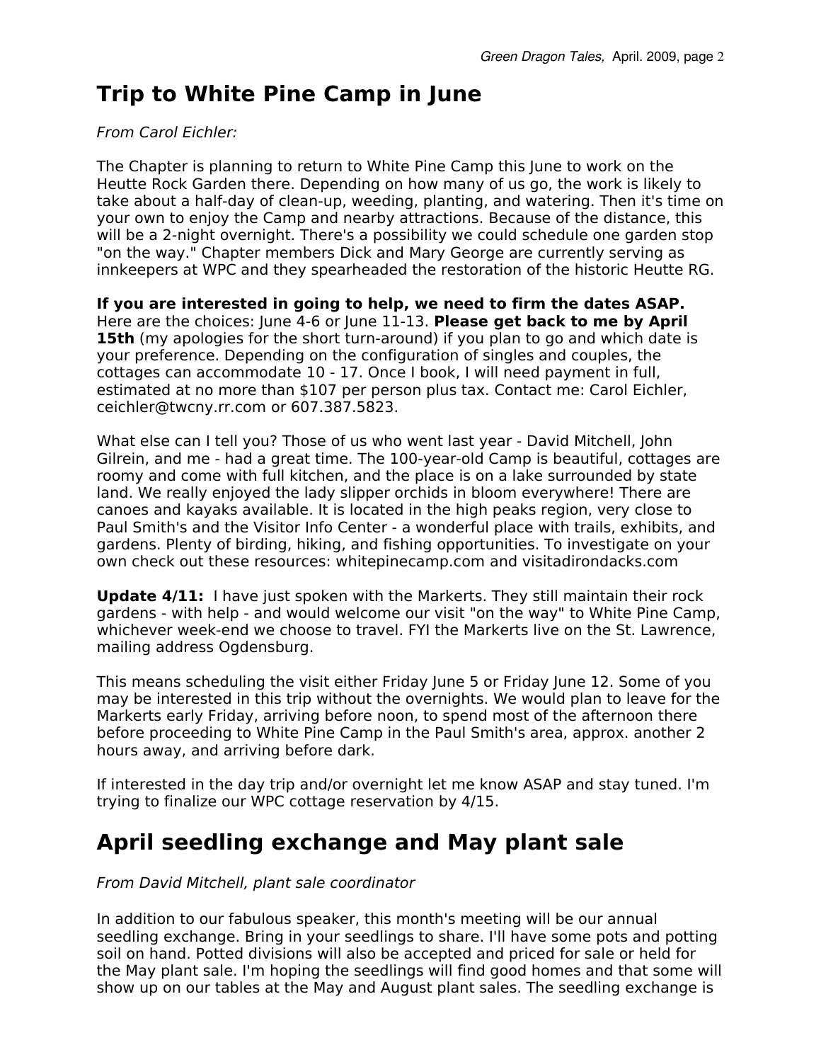# Trip to White Pine Camp in June

*From Carol Eichler:*

The Chapter is planning to return to White Pine Camp this June to work on the Heutte Rock Garden there. Depending on how many of us go, the work is likely to take about a half-day of clean-up, weeding, planting, and watering. Then it's time on your own to enjoy the Camp and nearby attractions. Because of the distance, this will be a 2-night overnight. There's a possibility we could schedule one garden stop "on the way." Chapter members Dick and Mary George are currently serving as innkeepers at WPC and they spearheaded the restoration of the historic Heutte RG.

**If you are interested in going to help, we need to firm the dates ASAP.** Here are the choices: June 4-6 or June 11-13. **Please get back to me by April 15th** (my apologies for the short turn-around) if you plan to go and which date is your preference. Depending on the configuration of singles and couples, the cottages can accommodate 10 - 17. Once I book, I will need payment in full, estimated at no more than $107 per person plus tax. Contact me: Carol Eichler, ceichler@twcny.rr.com or 607.387.5823.

What else can I tell you? Those of us who went last year - David Mitchell, John Gilrein, and me - had a great time. The 100-year-old Camp is beautiful, cottages are roomy and come with full kitchen, and the place is on a lake surrounded by state land. We really enjoyed the lady slipper orchids in bloom everywhere! There are canoes and kayaks available. It is located in the high peaks region, very close to Paul Smith's and the Visitor Info Center - a wonderful place with trails, exhibits, and gardens. Plenty of birding, hiking, and fishing opportunities. To investigate on your own check out these resources: whitepinecamp.com and visitadirondacks.com

**Update 4/11:** I have just spoken with the Markerts. They still maintain their rock gardens - with help - and would welcome our visit "on the way" to White Pine Camp, whichever week-end we choose to travel. FYI the Markerts live on the St. Lawrence, mailing address Ogdensburg.

This means scheduling the visit either Friday June 5 or Friday June 12. Some of you may be interested in this trip without the overnights. We would plan to leave for the Markerts early Friday, arriving before noon, to spend most of the afternoon there before proceeding to White Pine Camp in the Paul Smith's area, approx. another 2 hours away, and arriving before dark.

If interested in the day trip and/or overnight let me know ASAP and stay tuned. I'm trying to finalize our WPC cottage reservation by 4/15.

# April seedling exchange and May plant sale

*From David Mitchell, plant sale coordinator*

In addition to our fabulous speaker, this month's meeting will be our annual seedling exchange. Bring in your seedlings to share. I'll have some pots and potting soil on hand. Potted divisions will also be accepted and priced for sale or held for the May plant sale. I'm hoping the seedlings will find good homes and that some will show up on our tables at the May and August plant sales. The seedling exchange is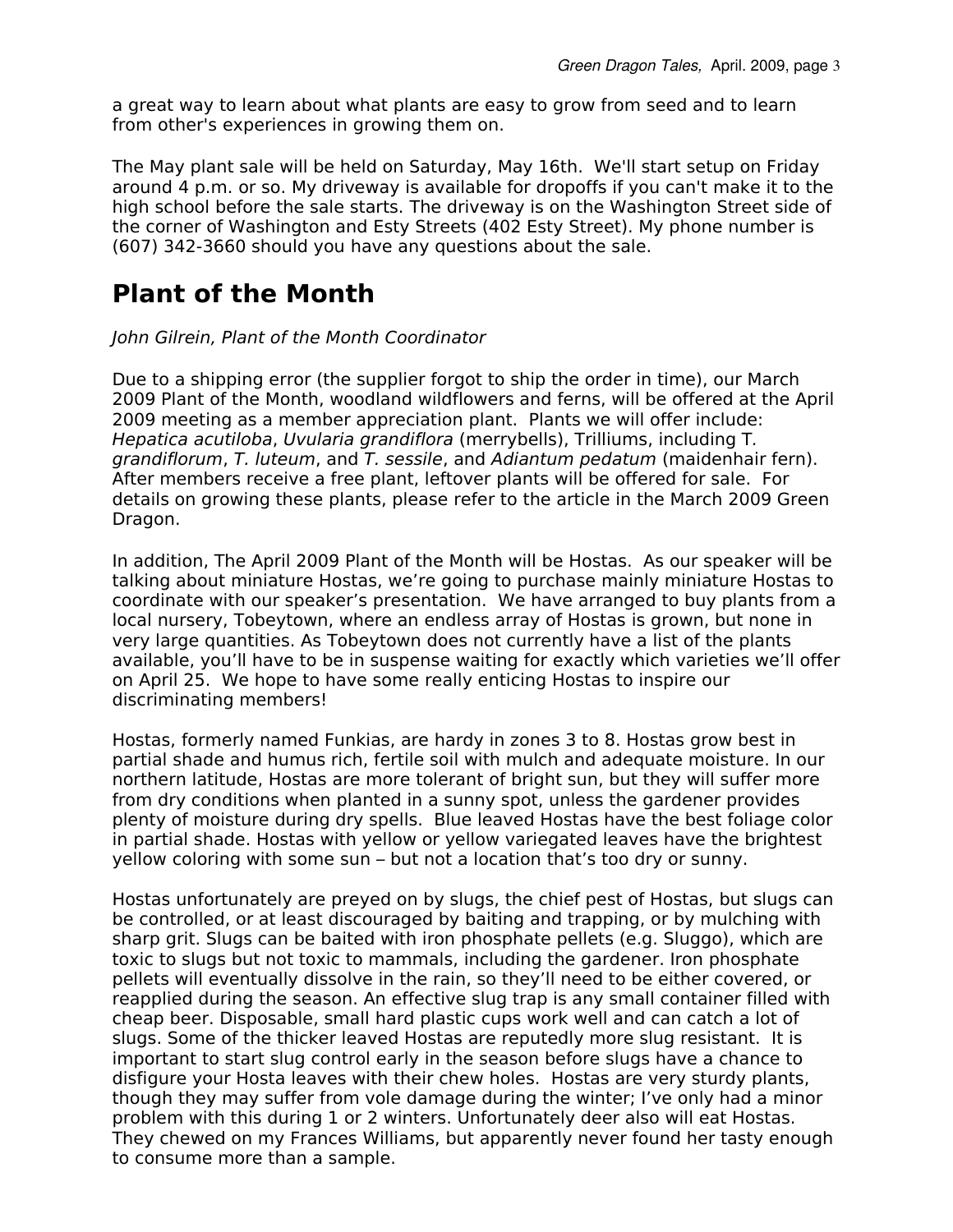a great way to learn about what plants are easy to grow from seed and to learn from other's experiences in growing them on.

The May plant sale will be held on Saturday, May 16th. We'll start setup on Friday around 4 p.m. or so. My driveway is available for dropoffs if you can't make it to the high school before the sale starts. The driveway is on the Washington Street side of the corner of Washington and Esty Streets (402 Esty Street). My phone number is (607) 342-3660 should you have any questions about the sale.

# Plant of the Month

*John Gilrein, Plant of the Month Coordinator*

Due to a shipping error (the supplier forgot to ship the order in time), our March 2009 Plant of the Month, woodland wildflowers and ferns, will be offered at the April 2009 meeting as a member appreciation plant. Plants we will offer include: *Hepatica acutiloba*, *Uvularia grandiflora* (merrybells), Trilliums, including *T. grandiflorum*, *T. luteum*, and *T. sessile*, and *Adiantum pedatum* (maidenhair fern). After members receive a free plant, leftover plants will be offered for sale. For details on growing these plants, please refer to the article in the March 2009 Green Dragon.

In addition, The April 2009 Plant of the Month will be Hostas. As our speaker will be talking about miniature Hostas, we're going to purchase mainly miniature Hostas to coordinate with our speaker's presentation. We have arranged to buy plants from a local nursery, Tobeytown, where an endless array of Hostas is grown, but none in very large quantities. As Tobeytown does not currently have a list of the plants available, you'll have to be in suspense waiting for exactly which varieties we'll offer on April 25. We hope to have some really enticing Hostas to inspire our discriminating members!

Hostas, formerly named Funkias, are hardy in zones 3 to 8. Hostas grow best in partial shade and humus rich, fertile soil with mulch and adequate moisture. In our northern latitude, Hostas are more tolerant of bright sun, but they will suffer more from dry conditions when planted in a sunny spot, unless the gardener provides plenty of moisture during dry spells. Blue leaved Hostas have the best foliage color in partial shade. Hostas with yellow or yellow variegated leaves have the brightest yellow coloring with some sun – but not a location that's too dry or sunny.

Hostas unfortunately are preyed on by slugs, the chief pest of Hostas, but slugs can be controlled, or at least discouraged by baiting and trapping, or by mulching with sharp grit. Slugs can be baited with iron phosphate pellets (e.g. Sluggo), which are toxic to slugs but not toxic to mammals, including the gardener. Iron phosphate pellets will eventually dissolve in the rain, so they'll need to be either covered, or reapplied during the season. An effective slug trap is any small container filled with cheap beer. Disposable, small hard plastic cups work well and can catch a lot of slugs. Some of the thicker leaved Hostas are reputedly more slug resistant. It is important to start slug control early in the season before slugs have a chance to disfigure your Hosta leaves with their chew holes. Hostas are very sturdy plants, though they may suffer from vole damage during the winter; I've only had a minor problem with this during 1 or 2 winters. Unfortunately deer also will eat Hostas. They chewed on my Frances Williams, but apparently never found her tasty enough to consume more than a sample.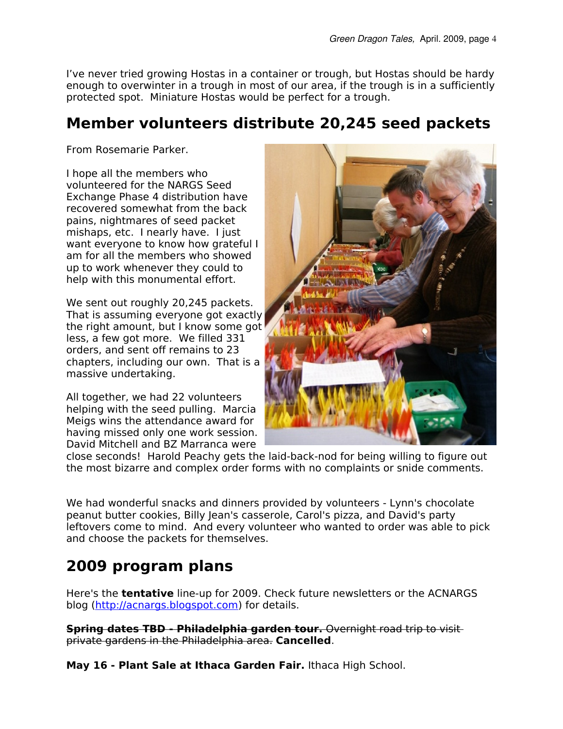I've never tried growing Hostas in a container or trough, but Hostas should be hardy enough to overwinter in a trough in most of our area, if the trough is in a sufficiently protected spot. Miniature Hostas would be perfect for a trough.

## Member volunteers distribute 20,245 seed packets

From Rosemarie Parker.

I hope all the members who volunteered for the NARGS Seed Exchange Phase 4 distribution have recovered somewhat from the back pains, nightmares of seed packet mishaps, etc. I nearly have. I just want everyone to know how grateful I am for all the members who showed up to work whenever they could to help with this monumental effort.

We sent out roughly 20,245 packets. That is assuming everyone got exactly the right amount, but I know some got less, a few got more. We filled 331 orders, and sent off remains to 23 chapters, including our own. That is a massive undertaking.

All together, we had 22 volunteers helping with the seed pulling. Marcia Meigs wins the attendance award for having missed only one work session. David Mitchell and BZ Marranca were close seconds! Harold Peachy gets the laid-back-nod for being willing to figure out the most bizarre and complex order forms with no complaints or snide comments.

We had wonderful snacks and dinners provided by volunteers - Lynn's chocolate peanut butter cookies, Billy Jean's casserole, Carol's pizza, and David's party leftovers come to mind. And every volunteer who wanted to order was able to pick and choose the packets for themselves.

## 2009 program plans

Here's the **tentative** line-up for 2009. Check future newsletters or the ACNARGS blog (http://acnargs.blogspot.com) for details.

~~**Spring dates TBD - Philadelphia garden tour.** Overnight road trip to visit private gardens in the Philadelphia area.~~ **Cancelled**.

**May 16 - Plant Sale at Ithaca Garden Fair.** Ithaca High School.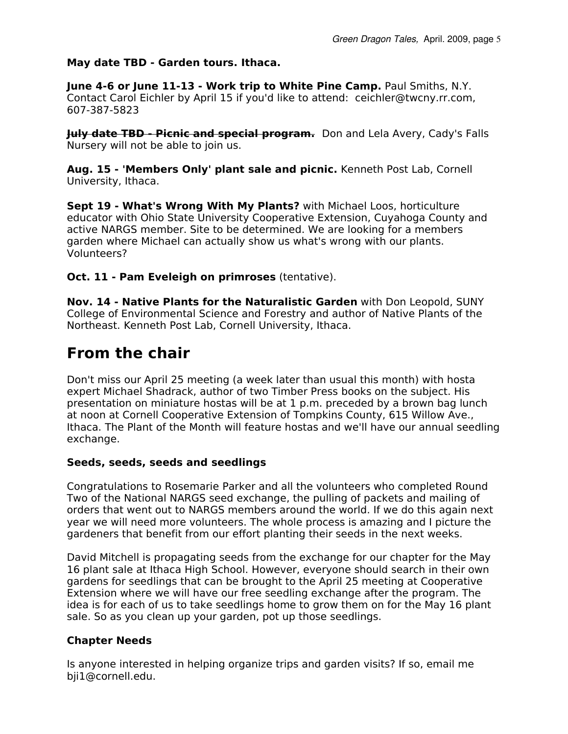**May date TBD - Garden tours. Ithaca.**

**June 4-6 or June 11-13 - Work trip to White Pine Camp.** Paul Smiths, N.Y. Contact Carol Eichler by April 15 if you'd like to attend: ceichler@twcny.rr.com, 607-387-5823

~~**July date TBD - Picnic and special program.**~~ Don and Lela Avery, Cady's Falls Nursery will not be able to join us.

**Aug. 15 - 'Members Only' plant sale and picnic.** Kenneth Post Lab, Cornell University, Ithaca.

**Sept 19 - What's Wrong With My Plants?** with Michael Loos, horticulture educator with Ohio State University Cooperative Extension, Cuyahoga County and active NARGS member. Site to be determined. We are looking for a members garden where Michael can actually show us what's wrong with our plants. Volunteers?

**Oct. 11 - Pam Eveleigh on primroses** (tentative).

**Nov. 14 - Native Plants for the Naturalistic Garden** with Don Leopold, SUNY College of Environmental Science and Forestry and author of Native Plants of the Northeast. Kenneth Post Lab, Cornell University, Ithaca.

# From the chair

Don't miss our April 25 meeting (a week later than usual this month) with hosta expert Michael Shadrack, author of two Timber Press books on the subject. His presentation on miniature hostas will be at 1 p.m. preceded by a brown bag lunch at noon at Cornell Cooperative Extension of Tompkins County, 615 Willow Ave., Ithaca. The Plant of the Month will feature hostas and we'll have our annual seedling exchange.

### Seeds, seeds, seeds and seedlings

Congratulations to Rosemarie Parker and all the volunteers who completed Round Two of the National NARGS seed exchange, the pulling of packets and mailing of orders that went out to NARGS members around the world. If we do this again next year we will need more volunteers. The whole process is amazing and I picture the gardeners that benefit from our effort planting their seeds in the next weeks.

David Mitchell is propagating seeds from the exchange for our chapter for the May 16 plant sale at Ithaca High School. However, everyone should search in their own gardens for seedlings that can be brought to the April 25 meeting at Cooperative Extension where we will have our free seedling exchange after the program. The idea is for each of us to take seedlings home to grow them on for the May 16 plant sale. So as you clean up your garden, pot up those seedlings.

### Chapter Needs

Is anyone interested in helping organize trips and garden visits? If so, email me bji1@cornell.edu.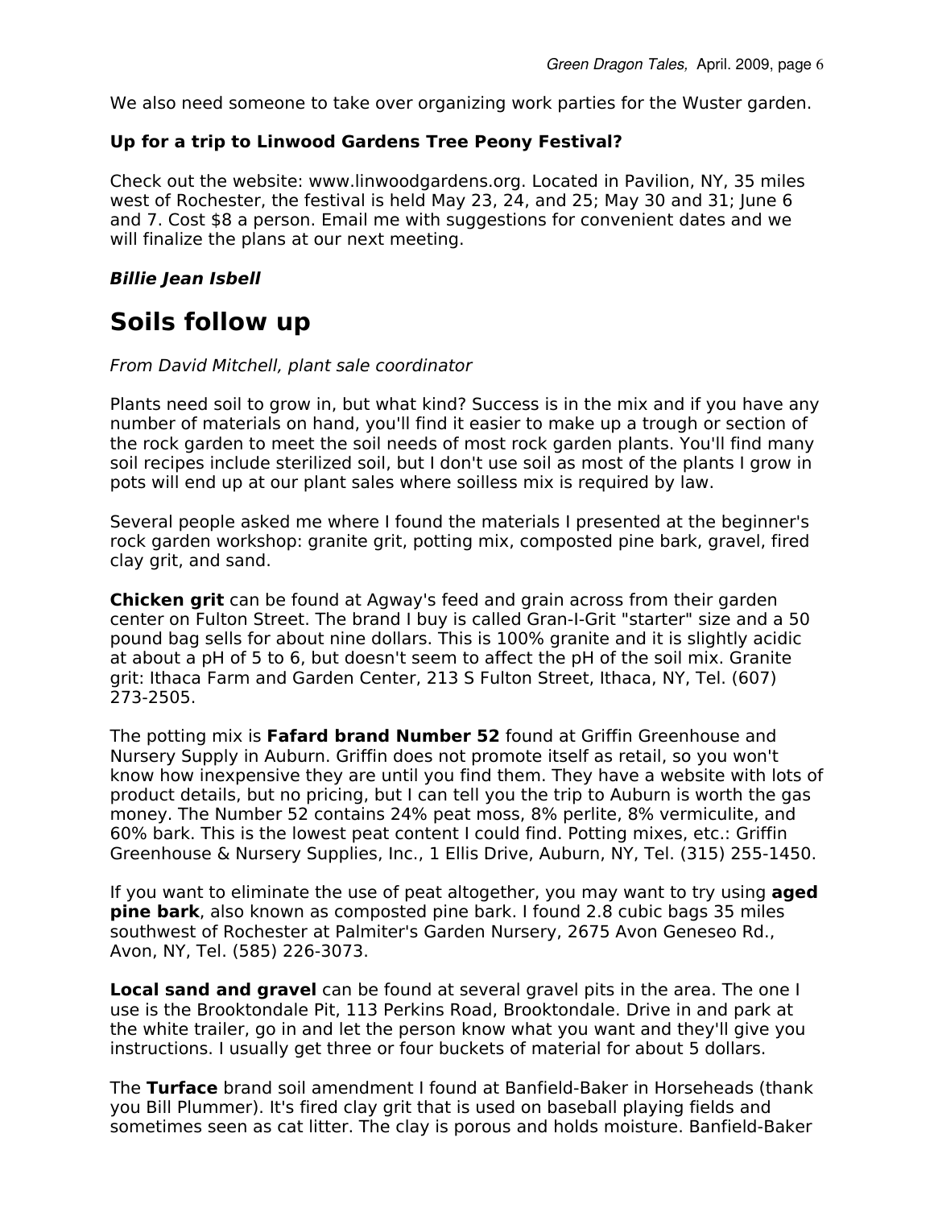We also need someone to take over organizing work parties for the Wuster garden.

**Up for a trip to Linwood Gardens Tree Peony Festival?**

Check out the website: www.linwoodgardens.org. Located in Pavilion, NY, 35 miles west of Rochester, the festival is held May 23, 24, and 25; May 30 and 31; June 6 and 7. Cost $8 a person. Email me with suggestions for convenient dates and we will finalize the plans at our next meeting.

***Billie Jean Isbell***

# Soils follow up

*From David Mitchell, plant sale coordinator*

Plants need soil to grow in, but what kind? Success is in the mix and if you have any number of materials on hand, you'll find it easier to make up a trough or section of the rock garden to meet the soil needs of most rock garden plants. You'll find many soil recipes include sterilized soil, but I don't use soil as most of the plants I grow in pots will end up at our plant sales where soilless mix is required by law.

Several people asked me where I found the materials I presented at the beginner's rock garden workshop: granite grit, potting mix, composted pine bark, gravel, fired clay grit, and sand.

**Chicken grit** can be found at Agway's feed and grain across from their garden center on Fulton Street. The brand I buy is called Gran-I-Grit "starter" size and a 50 pound bag sells for about nine dollars. This is 100% granite and it is slightly acidic at about a pH of 5 to 6, but doesn't seem to affect the pH of the soil mix. Granite grit: Ithaca Farm and Garden Center, 213 S Fulton Street, Ithaca, NY, Tel. (607) 273-2505.

The potting mix is **Fafard brand Number 52** found at Griffin Greenhouse and Nursery Supply in Auburn. Griffin does not promote itself as retail, so you won't know how inexpensive they are until you find them. They have a website with lots of product details, but no pricing, but I can tell you the trip to Auburn is worth the gas money. The Number 52 contains 24% peat moss, 8% perlite, 8% vermiculite, and 60% bark. This is the lowest peat content I could find. Potting mixes, etc.: Griffin Greenhouse & Nursery Supplies, Inc., 1 Ellis Drive, Auburn, NY, Tel. (315) 255-1450.

If you want to eliminate the use of peat altogether, you may want to try using **aged pine bark**, also known as composted pine bark. I found 2.8 cubic bags 35 miles southwest of Rochester at Palmiter's Garden Nursery, 2675 Avon Geneseo Rd., Avon, NY, Tel. (585) 226-3073.

**Local sand and gravel** can be found at several gravel pits in the area. The one I use is the Brooktondale Pit, 113 Perkins Road, Brooktondale. Drive in and park at the white trailer, go in and let the person know what you want and they'll give you instructions. I usually get three or four buckets of material for about 5 dollars.

The **Turface** brand soil amendment I found at Banfield-Baker in Horseheads (thank you Bill Plummer). It's fired clay grit that is used on baseball playing fields and sometimes seen as cat litter. The clay is porous and holds moisture. Banfield-Baker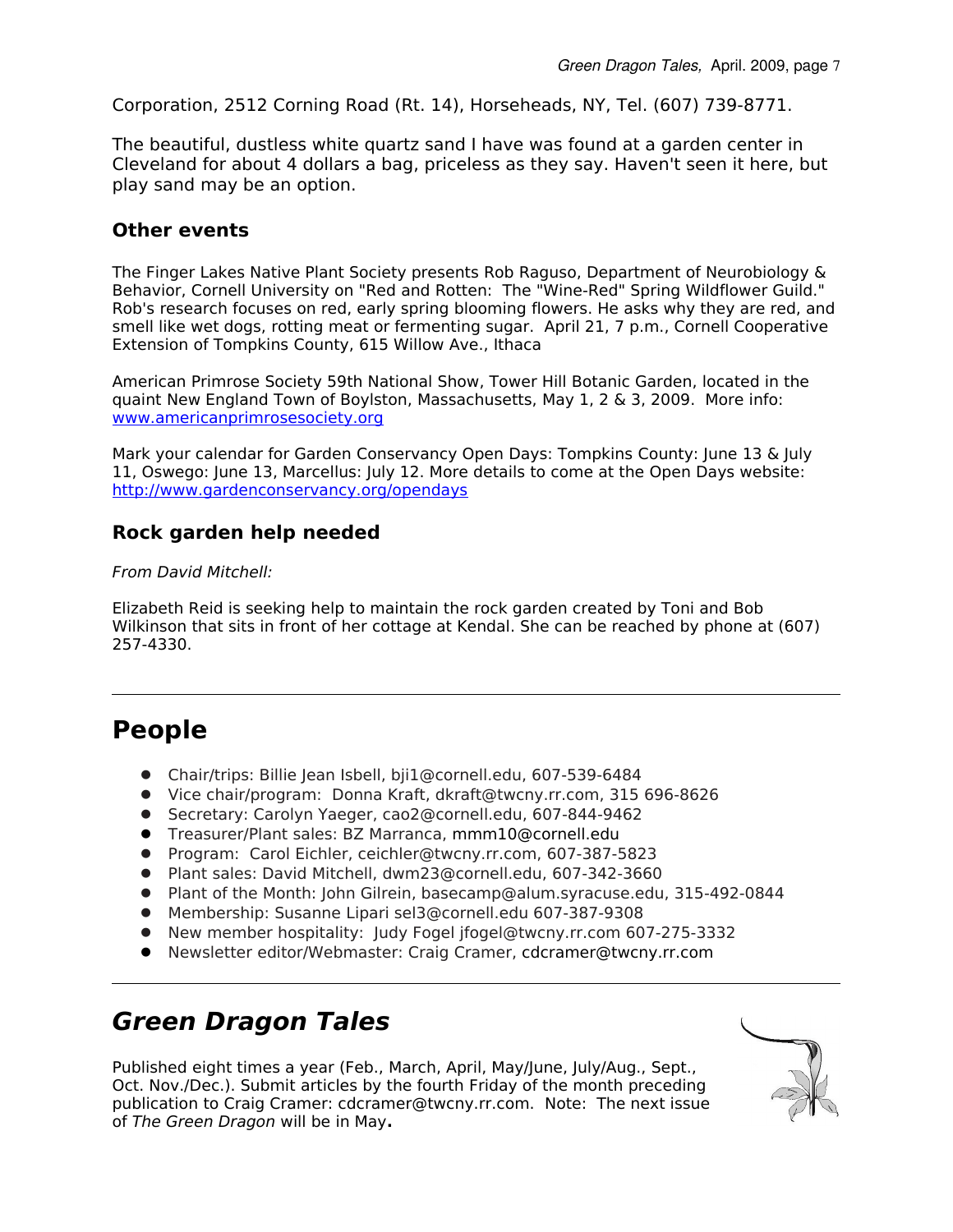Corporation, 2512 Corning Road (Rt. 14), Horseheads, NY, Tel. (607) 739-8771.

The beautiful, dustless white quartz sand I have was found at a garden center in Cleveland for about 4 dollars a bag, priceless as they say. Haven't seen it here, but play sand may be an option.

### Other events

The Finger Lakes Native Plant Society presents Rob Raguso, Department of Neurobiology & Behavior, Cornell University on "Red and Rotten: The "Wine-Red" Spring Wildflower Guild." Rob's research focuses on red, early spring blooming flowers. He asks why they are red, and smell like wet dogs, rotting meat or fermenting sugar. April 21, 7 p.m., Cornell Cooperative Extension of Tompkins County, 615 Willow Ave., Ithaca

American Primrose Society 59th National Show, Tower Hill Botanic Garden, located in the quaint New England Town of Boylston, Massachusetts, May 1, 2 & 3, 2009. More info: www.americanprimrosesociety.org

Mark your calendar for Garden Conservancy Open Days: Tompkins County: June 13 & July 11, Oswego: June 13, Marcellus: July 12. More details to come at the Open Days website: http://www.gardenconservancy.org/opendays

### Rock garden help needed

*From David Mitchell:*

Elizabeth Reid is seeking help to maintain the rock garden created by Toni and Bob Wilkinson that sits in front of her cottage at Kendal. She can be reached by phone at (607) 257-4330.

---

## People

- Chair/trips: Billie Jean Isbell, bji1@cornell.edu, 607-539-6484
- Vice chair/program: Donna Kraft, dkraft@twcny.rr.com, 315 696-8626
- Secretary: Carolyn Yaeger, cao2@cornell.edu, 607-844-9462
- Treasurer/Plant sales: BZ Marranca, mmm10@cornell.edu
- Program: Carol Eichler, ceichler@twcny.rr.com, 607-387-5823
- Plant sales: David Mitchell, dwm23@cornell.edu, 607-342-3660
- Plant of the Month: John Gilrein, basecamp@alum.syracuse.edu, 315-492-0844
- Membership: Susanne Lipari sel3@cornell.edu 607-387-9308
- New member hospitality: Judy Fogel jfogel@twcny.rr.com 607-275-3332
- Newsletter editor/Webmaster: Craig Cramer, cdcramer@twcny.rr.com

---

## *Green Dragon Tales*

Published eight times a year (Feb., March, April, May/June, July/Aug., Sept., Oct. Nov./Dec.). Submit articles by the fourth Friday of the month preceding publication to Craig Cramer: cdcramer@twcny.rr.com. Note: The next issue of *The Green Dragon* will be in May**.**